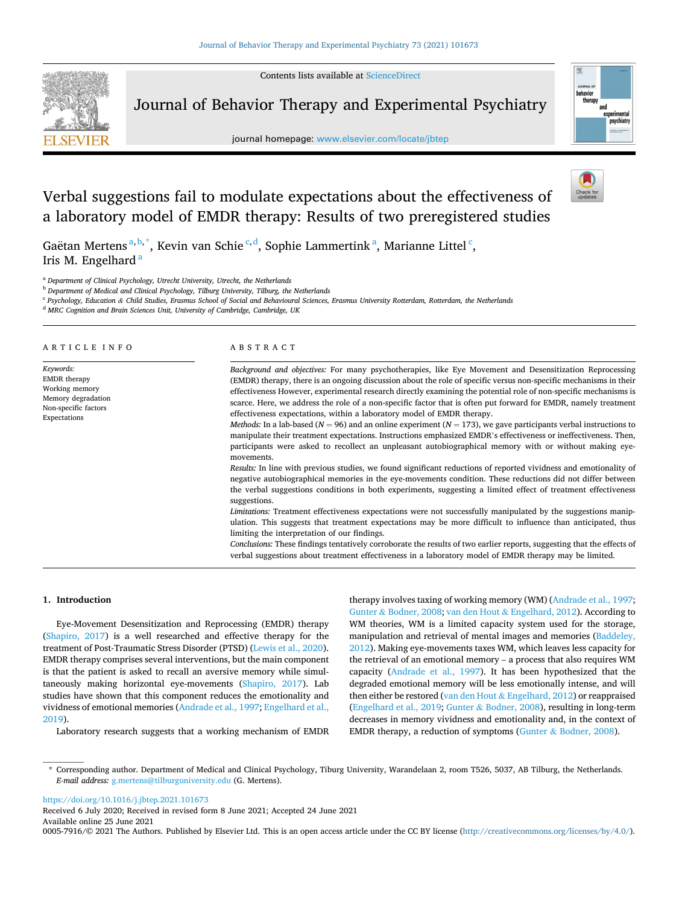# Verbal suggestions fail to modulate expectations about the effectiveness of a laboratory model of EMDR therapy: Results of two preregistered studies

Gaëtan Mertens[a,b,*], Kevin van Schie[c,d], Sophie Lammertink[a], Marianne Littel[c], Iris M. Engelhard[a]

[a] Department of Clinical Psychology, Utrecht University, Utrecht, the Netherlands
[b] Department of Medical and Clinical Psychology, Tilburg University, Tilburg, the Netherlands
[c] Psychology, Education & Child Studies, Erasmus School of Social and Behavioural Sciences, Erasmus University Rotterdam, Rotterdam, the Netherlands
[d] MRC Cognition and Brain Sciences Unit, University of Cambridge, Cambridge, UK

## ARTICLE INFO

*Keywords:*
EMDR therapy
Working memory
Memory degradation
Non-specific factors
Expectations

## ABSTRACT

*Background and objectives:* For many psychotherapies, like Eye Movement and Desensitization Reprocessing (EMDR) therapy, there is an ongoing discussion about the role of specific versus non-specific mechanisms in their effectiveness However, experimental research directly examining the potential role of non-specific mechanisms is scarce. Here, we address the role of a non-specific factor that is often put forward for EMDR, namely treatment effectiveness expectations, within a laboratory model of EMDR therapy.

*Methods:* In a lab-based ($N = 96$) and an online experiment ($N = 173$), we gave participants verbal instructions to manipulate their treatment expectations. Instructions emphasized EMDR's effectiveness or ineffectiveness. Then, participants were asked to recollect an unpleasant autobiographical memory with or without making eye-movements.

*Results:* In line with previous studies, we found significant reductions of reported vividness and emotionality of negative autobiographical memories in the eye-movements condition. These reductions did not differ between the verbal suggestions conditions in both experiments, suggesting a limited effect of treatment effectiveness suggestions.

*Limitations:* Treatment effectiveness expectations were not successfully manipulated by the suggestions manipulation. This suggests that treatment expectations may be more difficult to influence than anticipated, thus limiting the interpretation of our findings.

*Conclusions:* These findings tentatively corroborate the results of two earlier reports, suggesting that the effects of verbal suggestions about treatment effectiveness in a laboratory model of EMDR therapy may be limited.

## 1. Introduction

Eye-Movement Desensitization and Reprocessing (EMDR) therapy (Shapiro, 2017) is a well researched and effective therapy for the treatment of Post-Traumatic Stress Disorder (PTSD) (Lewis et al., 2020). EMDR therapy comprises several interventions, but the main component is that the patient is asked to recall an aversive memory while simultaneously making horizontal eye-movements (Shapiro, 2017). Lab studies have shown that this component reduces the emotionality and vividness of emotional memories (Andrade et al., 1997; Engelhard et al., 2019).

Laboratory research suggests that a working mechanism of EMDR therapy involves taxing of working memory (WM) (Andrade et al., 1997; Gunter & Bodner, 2008; van den Hout & Engelhard, 2012). According to WM theories, WM is a limited capacity system used for the storage, manipulation and retrieval of mental images and memories (Baddeley, 2012). Making eye-movements taxes WM, which leaves less capacity for the retrieval of an emotional memory – a process that also requires WM capacity (Andrade et al., 1997). It has been hypothesized that the degraded emotional memory will be less emotionally intense, and will then either be restored (van den Hout & Engelhard, 2012) or reappraised (Engelhard et al., 2019; Gunter & Bodner, 2008), resulting in long-term decreases in memory vividness and emotionality and, in the context of EMDR therapy, a reduction of symptoms (Gunter & Bodner, 2008).

---

* Corresponding author. Department of Medical and Clinical Psychology, Tiburg University, Warandelaan 2, room T526, 5037, AB Tilburg, the Netherlands.
*E-mail address:* g.mertens@tilburguniversity.edu (G. Mertens).

https://doi.org/10.1016/j.jbtep.2021.101673
Received 6 July 2020; Received in revised form 8 June 2021; Accepted 24 June 2021
Available online 25 June 2021
0005-7916/© 2021 The Authors. Published by Elsevier Ltd. This is an open access article under the CC BY license (http://creativecommons.org/licenses/by/4.0/).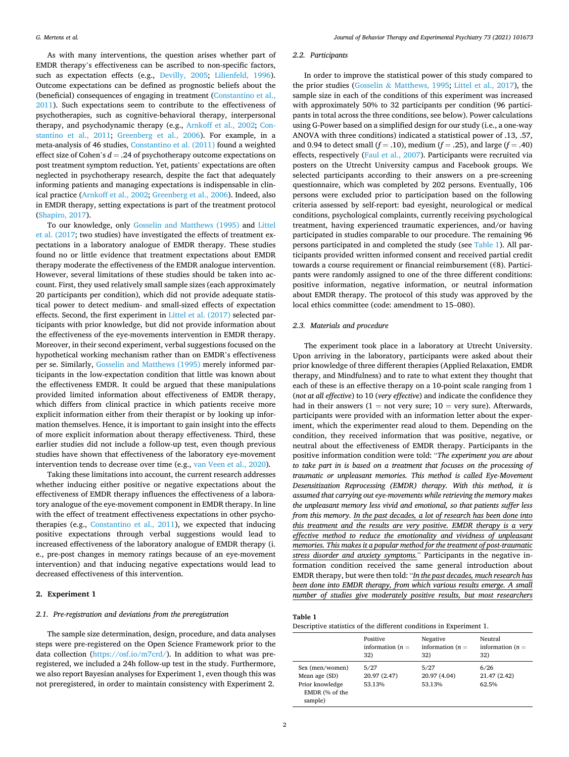As with many interventions, the question arises whether part of EMDR therapy's effectiveness can be ascribed to non-specific factors, such as expectation effects (e.g., Devilly, 2005; Lilienfeld, 1996). Outcome expectations can be defined as prognostic beliefs about the (beneficial) consequences of engaging in treatment (Constantino et al., 2011). Such expectations seem to contribute to the effectiveness of psychotherapies, such as cognitive-behavioral therapy, interpersonal therapy, and psychodynamic therapy (e.g., Arnkoff et al., 2002; Constantino et al., 2011; Greenberg et al., 2006). For example, in a meta-analysis of 46 studies, Constantino et al. (2011) found a weighted effect size of Cohen's $d = .24$ of psychotherapy outcome expectations on post treatment symptom reduction. Yet, patients' expectations are often neglected in psychotherapy research, despite the fact that adequately informing patients and managing expectations is indispensable in clinical practice (Arnkoff et al., 2002; Greenberg et al., 2006). Indeed, also in EMDR therapy, setting expectations is part of the treatment protocol (Shapiro, 2017).

To our knowledge, only Gosselin and Matthews (1995) and Littel et al. (2017; two studies) have investigated the effects of treatment expectations in a laboratory analogue of EMDR therapy. These studies found no or little evidence that treatment expectations about EMDR therapy moderate the effectiveness of the EMDR analogue intervention. However, several limitations of these studies should be taken into account. First, they used relatively small sample sizes (each approximately 20 participants per condition), which did not provide adequate statistical power to detect medium- and small-sized effects of expectation effects. Second, the first experiment in Littel et al. (2017) selected participants with prior knowledge, but did not provide information about the effectiveness of the eye-movements intervention in EMDR therapy. Moreover, in their second experiment, verbal suggestions focused on the hypothetical working mechanism rather than on EMDR's effectiveness per se. Similarly, Gosselin and Matthews (1995) merely informed participants in the low-expectation condition that little was known about the effectiveness EMDR. It could be argued that these manipulations provided limited information about effectiveness of EMDR therapy, which differs from clinical practice in which patients receive more explicit information either from their therapist or by looking up information themselves. Hence, it is important to gain insight into the effects of more explicit information about therapy effectiveness. Third, these earlier studies did not include a follow-up test, even though previous studies have shown that effectiveness of the laboratory eye-movement intervention tends to decrease over time (e.g., van Veen et al., 2020).

Taking these limitations into account, the current research addresses whether inducing either positive or negative expectations about the effectiveness of EMDR therapy influences the effectiveness of a laboratory analogue of the eye-movement component in EMDR therapy. In line with the effect of treatment effectiveness expectations in other psychotherapies (e.g., Constantino et al., 2011), we expected that inducing positive expectations through verbal suggestions would lead to increased effectiveness of the laboratory analogue of EMDR therapy (i.e., pre-post changes in memory ratings because of an eye-movement intervention) and that inducing negative expectations would lead to decreased effectiveness of this intervention.

## 2. Experiment 1

### 2.1. Pre-registration and deviations from the preregistration

The sample size determination, design, procedure, and data analyses steps were pre-registered on the Open Science Framework prior to the data collection (https://osf.io/m7crd/). In addition to what was preregistered, we included a 24h follow-up test in the study. Furthermore, we also report Bayesian analyses for Experiment 1, even though this was not preregistered, in order to maintain consistency with Experiment 2.

### 2.2. Participants

In order to improve the statistical power of this study compared to the prior studies (Gosselin & Matthews, 1995; Littel et al., 2017), the sample size in each of the conditions of this experiment was increased with approximately 50% to 32 participants per condition (96 participants in total across the three conditions, see below). Power calculations using G-Power based on a simplified design for our study (i.e., a one-way ANOVA with three conditions) indicated a statistical power of .13, .57, and 0.94 to detect small ($f = .10$), medium ($f = .25$), and large ($f = .40$) effects, respectively (Faul et al., 2007). Participants were recruited via posters on the Utrecht University campus and Facebook groups. We selected participants according to their answers on a pre-screening questionnaire, which was completed by 202 persons. Eventually, 106 persons were excluded prior to participation based on the following criteria assessed by self-report: bad eyesight, neurological or medical conditions, psychological complaints, currently receiving psychological treatment, having experienced traumatic experiences, and/or having participated in studies comparable to our procedure. The remaining 96 persons participated in and completed the study (see Table 1). All participants provided written informed consent and received partial credit towards a course requirement or financial reimbursement (€8). Participants were randomly assigned to one of the three different conditions: positive information, negative information, or neutral information about EMDR therapy. The protocol of this study was approved by the local ethics committee (code: amendment to 15–080).

### 2.3. Materials and procedure

The experiment took place in a laboratory at Utrecht University. Upon arriving in the laboratory, participants were asked about their prior knowledge of three different therapies (Applied Relaxation, EMDR therapy, and Mindfulness) and to rate to what extent they thought that each of these is an effective therapy on a 10-point scale ranging from 1 (*not at all effective*) to 10 (*very effective*) and indicate the confidence they had in their answers (1 = not very sure; 10 = very sure). Afterwards, participants were provided with an information letter about the experiment, which the experimenter read aloud to them. Depending on the condition, they received information that was positive, negative, or neutral about the effectiveness of EMDR therapy. Participants in the positive information condition were told: "*The experiment you are about to take part in is based on a treatment that focuses on the processing of traumatic or unpleasant memories. This method is called Eye-Movement Desensitization Reprocessing (EMDR) therapy. With this method, it is assumed that carrying out eye-movements while retrieving the memory makes the unpleasant memory less vivid and emotional, so that patients suffer less from this memory. <u>In the past decades, a lot of research has been done into this treatment and the results are very positive. EMDR therapy is a very effective method to reduce the emotionality and vividness of unpleasant memories. This makes it a popular method for the treatment of post-traumatic stress disorder and anxiety symptoms.</u>*" Participants in the negative information condition received the same general introduction about EMDR therapy, but were then told: "*<u>In the past decades, much research has been done into EMDR therapy, from which various results emerge. A small number of studies give moderately positive results, but most researchers</u>*

**Table 1**
Descriptive statistics of the different conditions in Experiment 1.

| | Positive information ($n$ = 32) | Negative information ($n$ = 32) | Neutral information ($n$ = 32) |
|---|---|---|---|
| Sex (men/women) | 5/27 | 5/27 | 6/26 |
| Mean age (SD) | 20.97 (2.47) | 20.97 (4.04) | 21.47 (2.42) |
| Prior knowledge EMDR (% of the sample) | 53.13% | 53.13% | 62.5% |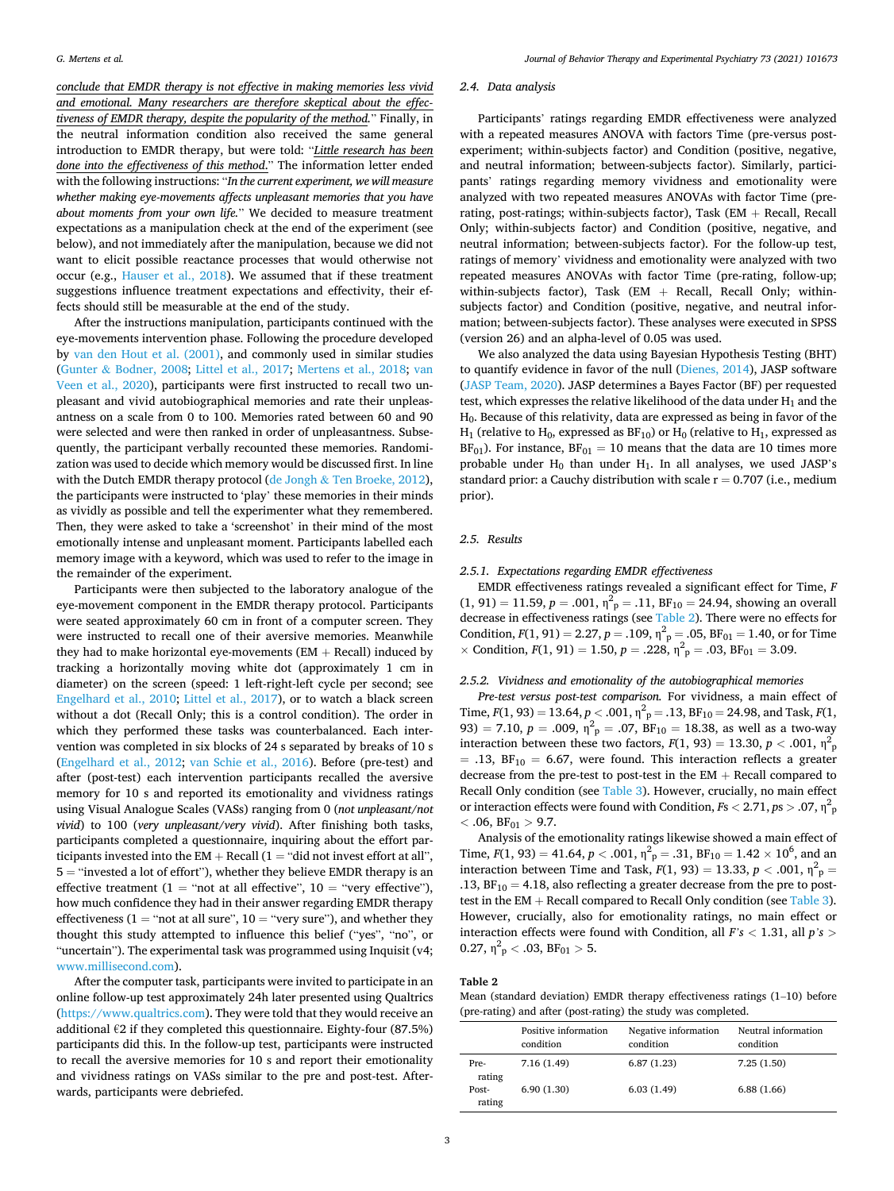<u>conclude that EMDR therapy is not effective in making memories less vivid and emotional. Many researchers are therefore skeptical about the effectiveness of EMDR therapy, despite the popularity of the method.</u>" Finally, in the neutral information condition also received the same general introduction to EMDR therapy, but were told: "<u>Little research has been done into the effectiveness of this method.</u>" The information letter ended with the following instructions: "*In the current experiment, we will measure whether making eye-movements affects unpleasant memories that you have about moments from your own life.*" We decided to measure treatment expectations as a manipulation check at the end of the experiment (see below), and not immediately after the manipulation, because we did not want to elicit possible reactance processes that would otherwise not occur (e.g., Hauser et al., 2018). We assumed that if these treatment suggestions influence treatment expectations and effectivity, their effects should still be measurable at the end of the study.

After the instructions manipulation, participants continued with the eye-movements intervention phase. Following the procedure developed by van den Hout et al. (2001), and commonly used in similar studies (Gunter & Bodner, 2008; Littel et al., 2017; Mertens et al., 2018; van Veen et al., 2020), participants were first instructed to recall two unpleasant and vivid autobiographical memories and rate their unpleasantness on a scale from 0 to 100. Memories rated between 60 and 90 were selected and were then ranked in order of unpleasantness. Subsequently, the participant verbally recounted these memories. Randomization was used to decide which memory would be discussed first. In line with the Dutch EMDR therapy protocol (de Jongh & Ten Broeke, 2012), the participants were instructed to 'play' these memories in their minds as vividly as possible and tell the experimenter what they remembered. Then, they were asked to take a 'screenshot' in their mind of the most emotionally intense and unpleasant moment. Participants labelled each memory image with a keyword, which was used to refer to the image in the remainder of the experiment.

Participants were then subjected to the laboratory analogue of the eye-movement component in the EMDR therapy protocol. Participants were seated approximately 60 cm in front of a computer screen. They were instructed to recall one of their aversive memories. Meanwhile they had to make horizontal eye-movements (EM + Recall) induced by tracking a horizontally moving white dot (approximately 1 cm in diameter) on the screen (speed: 1 left-right-left cycle per second; see Engelhard et al., 2010; Littel et al., 2017), or to watch a black screen without a dot (Recall Only; this is a control condition). The order in which they performed these tasks was counterbalanced. Each intervention was completed in six blocks of 24 s separated by breaks of 10 s (Engelhard et al., 2012; van Schie et al., 2016). Before (pre-test) and after (post-test) each intervention participants recalled the aversive memory for 10 s and reported its emotionality and vividness ratings using Visual Analogue Scales (VASs) ranging from 0 (*not unpleasant/not vivid*) to 100 (*very unpleasant/very vivid*). After finishing both tasks, participants completed a questionnaire, inquiring about the effort participants invested into the EM + Recall (1 = "did not invest effort at all", 5 = "invested a lot of effort"), whether they believe EMDR therapy is an effective treatment (1 = "not at all effective", 10 = "very effective"), how much confidence they had in their answer regarding EMDR therapy effectiveness (1 = "not at all sure", 10 = "very sure"), and whether they thought this study attempted to influence this belief ("yes", "no", or "uncertain"). The experimental task was programmed using Inquisit (v4; www.millisecond.com).

After the computer task, participants were invited to participate in an online follow-up test approximately 24h later presented using Qualtrics (https://www.qualtrics.com). They were told that they would receive an additional €2 if they completed this questionnaire. Eighty-four (87.5%) participants did this. In the follow-up test, participants were instructed to recall the aversive memories for 10 s and report their emotionality and vividness ratings on VASs similar to the pre and post-test. Afterwards, participants were debriefed.

### 2.4. Data analysis

Participants' ratings regarding EMDR effectiveness were analyzed with a repeated measures ANOVA with factors Time (pre-versus post-experiment; within-subjects factor) and Condition (positive, negative, and neutral information; between-subjects factor). Similarly, participants' ratings regarding memory vividness and emotionality were analyzed with two repeated measures ANOVAs with factor Time (pre-rating, post-ratings; within-subjects factor), Task (EM + Recall, Recall Only; within-subjects factor) and Condition (positive, negative, and neutral information; between-subjects factor). For the follow-up test, ratings of memory' vividness and emotionality were analyzed with two repeated measures ANOVAs with factor Time (pre-rating, follow-up; within-subjects factor), Task (EM + Recall, Recall Only; within-subjects factor) and Condition (positive, negative, and neutral information; between-subjects factor). These analyses were executed in SPSS (version 26) and an alpha-level of 0.05 was used.

We also analyzed the data using Bayesian Hypothesis Testing (BHT) to quantify evidence in favor of the null (Dienes, 2014), JASP software (JASP Team, 2020). JASP determines a Bayes Factor (BF) per requested test, which expresses the relative likelihood of the data under $H_1$ and the $H_0$. Because of this relativity, data are expressed as being in favor of the $H_1$ (relative to $H_0$, expressed as $BF_{10}$) or $H_0$ (relative to $H_1$, expressed as $BF_{01}$). For instance, $BF_{01} = 10$ means that the data are 10 times more probable under $H_0$ than under $H_1$. In all analyses, we used JASP's standard prior: a Cauchy distribution with scale r = 0.707 (i.e., medium prior).

### 2.5. Results

#### 2.5.1. Expectations regarding EMDR effectiveness

EMDR effectiveness ratings revealed a significant effect for Time, $F(1, 91) = 11.59$, $p = .001$, $\eta^2_p = .11$, $BF_{10} = 24.94$, showing an overall decrease in effectiveness ratings (see Table 2). There were no effects for Condition, $F(1, 91) = 2.27$, $p = .109$, $\eta^2_p = .05$, $BF_{01} = 1.40$, or for Time × Condition, $F(1, 91) = 1.50$, $p = .228$, $\eta^2_p = .03$, $BF_{01} = 3.09$.

#### 2.5.2. Vividness and emotionality of the autobiographical memories

*Pre-test versus post-test comparison.* For vividness, a main effect of Time, $F(1, 93) = 13.64$, $p < .001$, $\eta^2_p = .13$, $BF_{10} = 24.98$, and Task, $F(1, 93) = 7.10$, $p = .009$, $\eta^2_p = .07$, $BF_{10} = 18.38$, as well as a two-way interaction between these two factors, $F(1, 93) = 13.30$, $p < .001$, $\eta^2_p = .13$, $BF_{10} = 6.67$, were found. This interaction reflects a greater decrease from the pre-test to post-test in the EM + Recall compared to Recall Only condition (see Table 3). However, crucially, no main effect or interaction effects were found with Condition, $Fs < 2.71$, $ps > .07$, $\eta^2_p < .06$, $BF_{01} > 9.7$.

Analysis of the emotionality ratings likewise showed a main effect of Time, $F(1, 93) = 41.64$, $p < .001$, $\eta^2_p = .31$, $BF_{10} = 1.42 \times 10^6$, and an interaction between Time and Task, $F(1, 93) = 13.33$, $p < .001$, $\eta^2_p = .13$, $BF_{10} = 4.18$, also reflecting a greater decrease from the pre to post-test in the EM + Recall compared to Recall Only condition (see Table 3). However, crucially, also for emotionality ratings, no main effect or interaction effects were found with Condition, all $F's < 1.31$, all $p's > 0.27$, $\eta^2_p < .03$, $BF_{01} > 5$.

**Table 2**
Mean (standard deviation) EMDR therapy effectiveness ratings (1–10) before (pre-rating) and after (post-rating) the study was completed.

| | Positive information condition | Negative information condition | Neutral information condition |
|---|---|---|---|
| Pre-rating | 7.16 (1.49) | 6.87 (1.23) | 7.25 (1.50) |
| Post-rating | 6.90 (1.30) | 6.03 (1.49) | 6.88 (1.66) |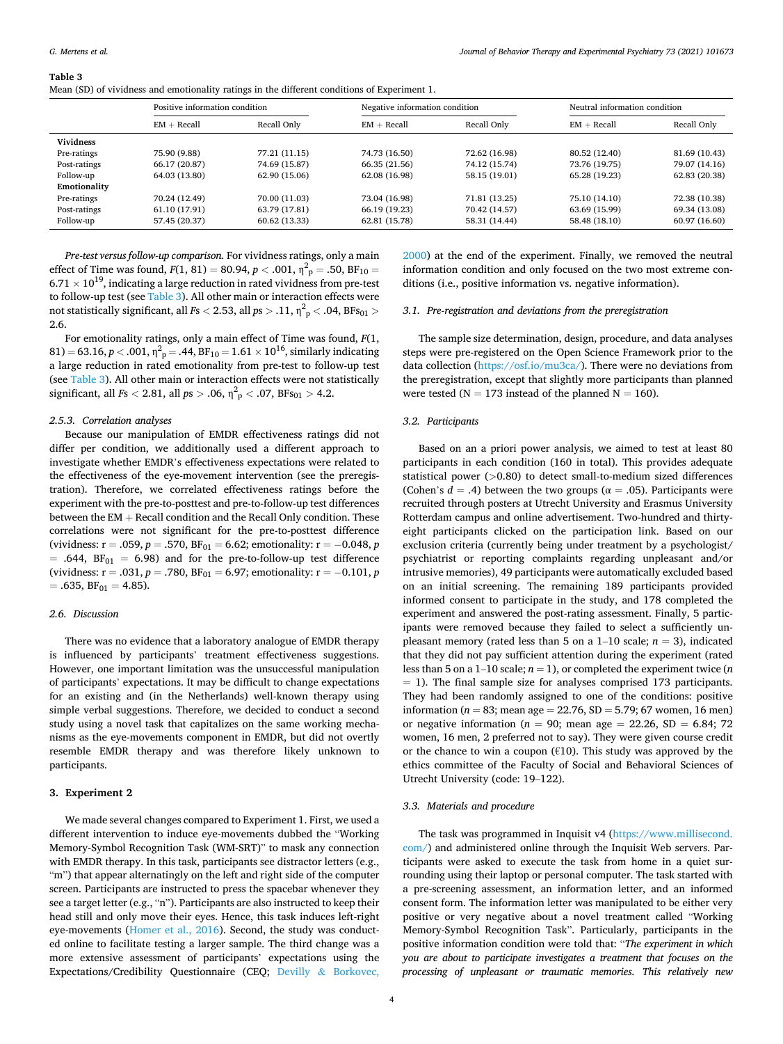**Table 3**
Mean (SD) of vividness and emotionality ratings in the different conditions of Experiment 1.

| | Positive information condition | | Negative information condition | | Neutral information condition | |
|---|---|---|---|---|---|---|
| | EM + Recall | Recall Only | EM + Recall | Recall Only | EM + Recall | Recall Only |
| **Vividness** | | | | | | |
| Pre-ratings | 75.90 (9.88) | 77.21 (11.15) | 74.73 (16.50) | 72.62 (16.98) | 80.52 (12.40) | 81.69 (10.43) |
| Post-ratings | 66.17 (20.87) | 74.69 (15.87) | 66.35 (21.56) | 74.12 (15.74) | 73.76 (19.75) | 79.07 (14.16) |
| Follow-up | 64.03 (13.80) | 62.90 (15.06) | 62.08 (16.98) | 58.15 (19.01) | 65.28 (19.23) | 62.83 (20.38) |
| **Emotionality** | | | | | | |
| Pre-ratings | 70.24 (12.49) | 70.00 (11.03) | 73.04 (16.98) | 71.81 (13.25) | 75.10 (14.10) | 72.38 (10.38) |
| Post-ratings | 61.10 (17.91) | 63.79 (17.81) | 66.19 (19.23) | 70.42 (14.57) | 63.69 (15.99) | 69.34 (13.08) |
| Follow-up | 57.45 (20.37) | 60.62 (13.33) | 62.81 (15.78) | 58.31 (14.44) | 58.48 (18.10) | 60.97 (16.60) |

*Pre-test versus follow-up comparison.* For vividness ratings, only a main effect of Time was found, $F(1, 81) = 80.94$, $p < .001$, $\eta^2_p = .50$, $BF_{10} = 6.71 \times 10^{19}$, indicating a large reduction in rated vividness from pre-test to follow-up test (see Table 3). All other main or interaction effects were not statistically significant, all $Fs < 2.53$, all $ps > .11$, $\eta^2_p < .04$, $BFs_{01} > 2.6$.

For emotionality ratings, only a main effect of Time was found, $F(1, 81) = 63.16$, $p < .001$, $\eta^2_p = .44$, $BF_{10} = 1.61 \times 10^{16}$, similarly indicating a large reduction in rated emotionality from pre-test to follow-up test (see Table 3). All other main or interaction effects were not statistically significant, all $Fs < 2.81$, all $ps > .06$, $\eta^2_p < .07$, $BFs_{01} > 4.2$.

### 2.5.3. Correlation analyses

Because our manipulation of EMDR effectiveness ratings did not differ per condition, we additionally used a different approach to investigate whether EMDR's effectiveness expectations were related to the effectiveness of the eye-movement intervention (see the preregistration). Therefore, we correlated effectiveness ratings before the experiment with the pre-to-posttest and pre-to-follow-up test differences between the EM + Recall condition and the Recall Only condition. These correlations were not significant for the pre-to-posttest difference (vividness: $r = .059$, $p = .570$, $BF_{01} = 6.62$; emotionality: $r = -0.048$, $p = .644$, $BF_{01} = 6.98$) and for the pre-to-follow-up test difference (vividness: $r = .031$, $p = .780$, $BF_{01} = 6.97$; emotionality: $r = -0.101$, $p = .635$, $BF_{01} = 4.85$).

## 2.6. Discussion

There was no evidence that a laboratory analogue of EMDR therapy is influenced by participants' treatment effectiveness suggestions. However, one important limitation was the unsuccessful manipulation of participants' expectations. It may be difficult to change expectations for an existing and (in the Netherlands) well-known therapy using simple verbal suggestions. Therefore, we decided to conduct a second study using a novel task that capitalizes on the same working mechanisms as the eye-movements component in EMDR, but did not overtly resemble EMDR therapy and was therefore likely unknown to participants.

# 3. Experiment 2

We made several changes compared to Experiment 1. First, we used a different intervention to induce eye-movements dubbed the "Working Memory-Symbol Recognition Task (WM-SRT)" to mask any connection with EMDR therapy. In this task, participants see distractor letters (e.g., "m") that appear alternatingly on the left and right side of the computer screen. Participants are instructed to press the spacebar whenever they see a target letter (e.g., "n"). Participants are also instructed to keep their head still and only move their eyes. Hence, this task induces left-right eye-movements (Homer et al., 2016). Second, the study was conducted online to facilitate testing a larger sample. The third change was a more extensive assessment of participants' expectations using the Expectations/Credibility Questionnaire (CEQ; Devilly & Borkovec, 2000) at the end of the experiment. Finally, we removed the neutral information condition and only focused on the two most extreme conditions (i.e., positive information vs. negative information).

## 3.1. Pre-registration and deviations from the preregistration

The sample size determination, design, procedure, and data analyses steps were pre-registered on the Open Science Framework prior to the data collection (https://osf.io/mu3ca/). There were no deviations from the preregistration, except that slightly more participants than planned were tested (N = 173 instead of the planned N = 160).

## 3.2. Participants

Based on an a priori power analysis, we aimed to test at least 80 participants in each condition (160 in total). This provides adequate statistical power (>0.80) to detect small-to-medium sized differences (Cohen's $d = .4$) between the two groups ($\alpha = .05$). Participants were recruited through posters at Utrecht University and Erasmus University Rotterdam campus and online advertisement. Two-hundred and thirty-eight participants clicked on the participation link. Based on our exclusion criteria (currently being under treatment by a psychologist/psychiatrist or reporting complaints regarding unpleasant and/or intrusive memories), 49 participants were automatically excluded based on an initial screening. The remaining 189 participants provided informed consent to participate in the study, and 178 completed the experiment and answered the post-rating assessment. Finally, 5 participants were removed because they failed to select a sufficiently unpleasant memory (rated less than 5 on a 1–10 scale; $n = 3$), indicated that they did not pay sufficient attention during the experiment (rated less than 5 on a 1–10 scale; $n = 1$), or completed the experiment twice ($n = 1$). The final sample size for analyses comprised 173 participants. They had been randomly assigned to one of the conditions: positive information ($n = 83$; mean age = 22.76, SD = 5.79; 67 women, 16 men) or negative information ($n = 90$; mean age = 22.26, SD = 6.84; 72 women, 16 men, 2 preferred not to say). They were given course credit or the chance to win a coupon (€10). This study was approved by the ethics committee of the Faculty of Social and Behavioral Sciences of Utrecht University (code: 19–122).

## 3.3. Materials and procedure

The task was programmed in Inquisit v4 (https://www.millisecond.com/) and administered online through the Inquisit Web servers. Participants were asked to execute the task from home in a quiet surrounding using their laptop or personal computer. The task started with a pre-screening assessment, an information letter, and an informed consent form. The information letter was manipulated to be either very positive or very negative about a novel treatment called "Working Memory-Symbol Recognition Task". Particularly, participants in the positive information condition were told that: "*The experiment in which you are about to participate investigates a treatment that focuses on the processing of unpleasant or traumatic memories. This relatively new*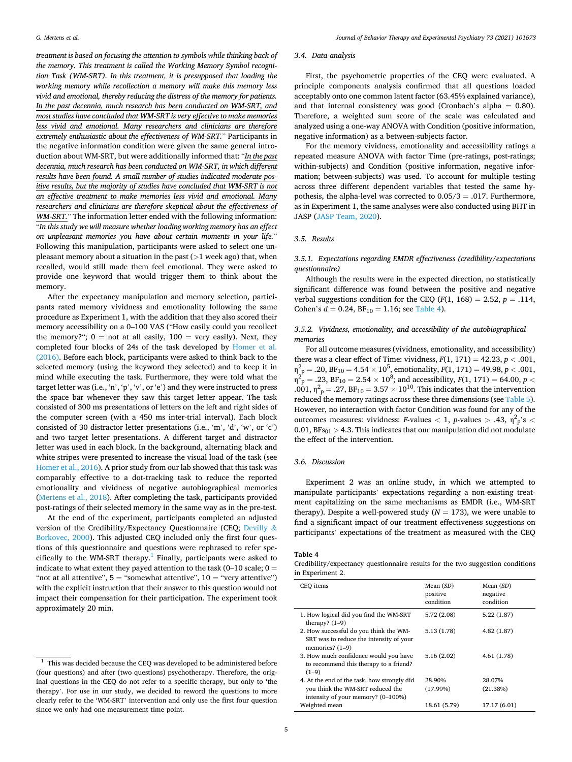*treatment is based on focusing the attention to symbols while thinking back of the memory. This treatment is called the Working Memory Symbol recognition Task (WM-SRT). In this treatment, it is presupposed that loading the working memory while recollection a memory will make this memory less vivid and emotional, thereby reducing the distress of the memory for patients. In the past decennia, much research has been conducted on WM-SRT, and most studies have concluded that WM-SRT is very effective to make memories less vivid and emotional. Many researchers and clinicians are therefore extremely enthusiastic about the effectiveness of WM-SRT.*" Participants in the negative information condition were given the same general introduction about WM-SRT, but were additionally informed that: "*In the past decennia, much research has been conducted on WM-SRT, in which different results have been found. A small number of studies indicated moderate positive results, but the majority of studies have concluded that WM-SRT is not an effective treatment to make memories less vivid and emotional. Many researchers and clinicians are therefore skeptical about the effectiveness of WM-SRT.*" The information letter ended with the following information: "*In this study we will measure whether loading working memory has an effect on unpleasant memories you have about certain moments in your life.*" Following this manipulation, participants were asked to select one unpleasant memory about a situation in the past (>1 week ago) that, when recalled, would still made them feel emotional. They were asked to provide one keyword that would trigger them to think about the memory.

After the expectancy manipulation and memory selection, participants rated memory vividness and emotionality following the same procedure as Experiment 1, with the addition that they also scored their memory accessibility on a 0–100 VAS ("How easily could you recollect the memory?"; 0 = not at all easily, 100 = very easily). Next, they completed four blocks of 24s of the task developed by Homer et al. (2016). Before each block, participants were asked to think back to the selected memory (using the keyword they selected) and to keep it in mind while executing the task. Furthermore, they were told what the target letter was (i.e., 'n', 'p', 'v', or 'e') and they were instructed to press the space bar whenever they saw this target letter appear. The task consisted of 300 ms presentations of letters on the left and right sides of the computer screen (with a 450 ms inter-trial interval). Each block consisted of 30 distractor letter presentations (i.e., 'm', 'd', 'w', or 'c') and two target letter presentations. A different target and distractor letter was used in each block. In the background, alternating black and white stripes were presented to increase the visual load of the task (see Homer et al., 2016). A prior study from our lab showed that this task was comparably effective to a dot-tracking task to reduce the reported emotionality and vividness of negative autobiographical memories (Mertens et al., 2018). After completing the task, participants provided post-ratings of their selected memory in the same way as in the pre-test.

At the end of the experiment, participants completed an adjusted version of the Credibility/Expectancy Questionnaire (CEQ; Devilly & Borkovec, 2000). This adjusted CEQ included only the first four questions of this questionnaire and questions were rephrased to refer specifically to the WM-SRT therapy.[1] Finally, participants were asked to indicate to what extent they payed attention to the task (0–10 scale; 0 = "not at all attentive", 5 = "somewhat attentive", 10 = "very attentive") with the explicit instruction that their answer to this question would not impact their compensation for their participation. The experiment took approximately 20 min.

### 3.4. Data analysis

First, the psychometric properties of the CEQ were evaluated. A principle components analysis confirmed that all questions loaded acceptably onto one common latent factor (63.45% explained variance), and that internal consistency was good (Cronbach's alpha = 0.80). Therefore, a weighted sum score of the scale was calculated and analyzed using a one-way ANOVA with Condition (positive information, negative information) as a between-subjects factor.

For the memory vividness, emotionality and accessibility ratings a repeated measure ANOVA with factor Time (pre-ratings, post-ratings; within-subjects) and Condition (positive information, negative information; between-subjects) was used. To account for multiple testing across three different dependent variables that tested the same hypothesis, the alpha-level was corrected to 0.05/3 = .017. Furthermore, as in Experiment 1, the same analyses were also conducted using BHT in JASP (JASP Team, 2020).

### 3.5. Results

#### 3.5.1. Expectations regarding EMDR effectiveness (credibility/expectations questionnaire)

Although the results were in the expected direction, no statistically significant difference was found between the positive and negative verbal suggestions condition for the CEQ ($F(1, 168) = 2.52$, $p = .114$, Cohen's $d = 0.24$, $BF_{10} = 1.16$; see Table 4).

#### 3.5.2. Vividness, emotionality, and accessibility of the autobiographical memories

For all outcome measures (vividness, emotionality, and accessibility) there was a clear effect of Time: vividness, $F(1, 171) = 42.23$, $p < .001$, $\eta^2_p = .20$, $BF_{10} = 4.54 \times 10^5$, emotionality, $F(1, 171) = 49.98$, $p < .001$, $\eta^2_p = .23$, $BF_{10} = 2.54 \times 10^8$; and accessibility, $F(1, 171) = 64.00$, $p < .001$, $\eta^2_p = .27$, $BF_{10} = 3.57 \times 10^{10}$. This indicates that the intervention reduced the memory ratings across these three dimensions (see Table 5). However, no interaction with factor Condition was found for any of the outcomes measures: vividness: $F$-values $< 1$, $p$-values $> .43$, $\eta^2_p$'s $< 0.01$, $BFs_{01} > 4.3$. This indicates that our manipulation did not modulate the effect of the intervention.

### 3.6. Discussion

Experiment 2 was an online study, in which we attempted to manipulate participants' expectations regarding a non-existing treatment capitalizing on the same mechanisms as EMDR (i.e., WM-SRT therapy). Despite a well-powered study ($N = 173$), we were unable to find a significant impact of our treatment effectiveness suggestions on participants' expectations of the treatment as measured with the CEQ

**Table 4**
Credibility/expectancy questionnaire results for the two suggestion conditions in Experiment 2.

| CEQ items | Mean (*SD*) positive condition | Mean (*SD*) negative condition |
|---|---|---|
| 1. How logical did you find the WM-SRT therapy? (1–9) | 5.72 (2.08) | 5.22 (1.87) |
| 2. How successful do you think the WM-SRT was to reduce the intensity of your memories? (1–9) | 5.13 (1.78) | 4.82 (1.87) |
| 3. How much confidence would you have to recommend this therapy to a friend? (1–9) | 5.16 (2.02) | 4.61 (1.78) |
| 4. At the end of the task, how strongly did you think the WM-SRT reduced the intensity of your memory? (0–100%) | 28.90% (17.99%) | 28.07% (21.38%) |
| Weighted mean | 18.61 (5.79) | 17.17 (6.01) |

[1] This was decided because the CEQ was developed to be administered before (four questions) and after (two questions) psychotherapy. Therefore, the original questions in the CEQ do not refer to a specific therapy, but only to 'the therapy'. For use in our study, we decided to reword the questions to more clearly refer to the 'WM-SRT' intervention and only use the first four question since we only had one measurement time point.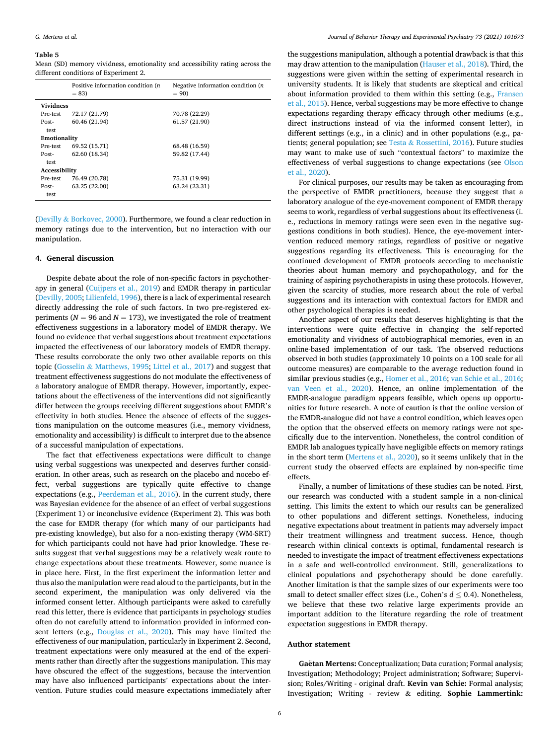**Table 5**
Mean (SD) memory vividness, emotionality and accessibility rating across the different conditions of Experiment 2.

| | Positive information condition ($n$ = 83) | Negative information condition ($n$ = 90) |
|---|---|---|
| **Vividness** | | |
| Pre-test | 72.17 (21.79) | 70.78 (22.29) |
| Post-test | 60.46 (21.94) | 61.57 (21.90) |
| **Emotionality** | | |
| Pre-test | 69.52 (15.71) | 68.48 (16.59) |
| Post-test | 62.60 (18.34) | 59.82 (17.44) |
| **Accessibility** | | |
| Pre-test | 76.49 (20.78) | 75.31 (19.99) |
| Post-test | 63.25 (22.00) | 63.24 (23.31) |

(Devilly & Borkovec, 2000). Furthermore, we found a clear reduction in memory ratings due to the intervention, but no interaction with our manipulation.

## 4. General discussion

Despite debate about the role of non-specific factors in psychotherapy in general (Cuijpers et al., 2019) and EMDR therapy in particular (Devilly, 2005; Lilienfeld, 1996), there is a lack of experimental research directly addressing the role of such factors. In two pre-registered experiments ($N$ = 96 and $N$ = 173), we investigated the role of treatment effectiveness suggestions in a laboratory model of EMDR therapy. We found no evidence that verbal suggestions about treatment expectations impacted the effectiveness of our laboratory models of EMDR therapy. These results corroborate the only two other available reports on this topic (Gosselin & Matthews, 1995; Littel et al., 2017) and suggest that treatment effectiveness suggestions do not modulate the effectiveness of a laboratory analogue of EMDR therapy. However, importantly, expectations about the effectiveness of the interventions did not significantly differ between the groups receiving different suggestions about EMDR's effectivity in both studies. Hence the absence of effects of the suggestions manipulation on the outcome measures (i.e., memory vividness, emotionality and accessibility) is difficult to interpret due to the absence of a successful manipulation of expectations.

The fact that effectiveness expectations were difficult to change using verbal suggestions was unexpected and deserves further consideration. In other areas, such as research on the placebo and nocebo effect, verbal suggestions are typically quite effective to change expectations (e.g., Peerdeman et al., 2016). In the current study, there was Bayesian evidence for the absence of an effect of verbal suggestions (Experiment 1) or inconclusive evidence (Experiment 2). This was both the case for EMDR therapy (for which many of our participants had pre-existing knowledge), but also for a non-existing therapy (WM-SRT) for which participants could not have had prior knowledge. These results suggest that verbal suggestions may be a relatively weak route to change expectations about these treatments. However, some nuance is in place here. First, in the first experiment the information letter and thus also the manipulation were read aloud to the participants, but in the second experiment, the manipulation was only delivered via the informed consent letter. Although participants were asked to carefully read this letter, there is evidence that participants in psychology studies often do not carefully attend to information provided in informed consent letters (e.g., Douglas et al., 2020). This may have limited the effectiveness of our manipulation, particularly in Experiment 2. Second, treatment expectations were only measured at the end of the experiments rather than directly after the suggestions manipulation. This may have obscured the effect of the suggestions, because the intervention may have also influenced participants' expectations about the intervention. Future studies could measure expectations immediately after the suggestions manipulation, although a potential drawback is that this may draw attention to the manipulation (Hauser et al., 2018). Third, the suggestions were given within the setting of experimental research in university students. It is likely that students are skeptical and critical about information provided to them within this setting (e.g., Fransen et al., 2015). Hence, verbal suggestions may be more effective to change expectations regarding therapy efficacy through other mediums (e.g., direct instructions instead of via the informed consent letter), in different settings (e.g., in a clinic) and in other populations (e.g., patients; general population; see Testa & Rossettini, 2016). Future studies may want to make use of such "contextual factors" to maximize the effectiveness of verbal suggestions to change expectations (see Olson et al., 2020).

For clinical purposes, our results may be taken as encouraging from the perspective of EMDR practitioners, because they suggest that a laboratory analogue of the eye-movement component of EMDR therapy seems to work, regardless of verbal suggestions about its effectiveness (i.e., reductions in memory ratings were seen even in the negative suggestions conditions in both studies). Hence, the eye-movement intervention reduced memory ratings, regardless of positive or negative suggestions regarding its effectiveness. This is encouraging for the continued development of EMDR protocols according to mechanistic theories about human memory and psychopathology, and for the training of aspiring psychotherapists in using these protocols. However, given the scarcity of studies, more research about the role of verbal suggestions and its interaction with contextual factors for EMDR and other psychological therapies is needed.

Another aspect of our results that deserves highlighting is that the interventions were quite effective in changing the self-reported emotionality and vividness of autobiographical memories, even in an online-based implementation of our task. The observed reductions observed in both studies (approximately 10 points on a 100 scale for all outcome measures) are comparable to the average reduction found in similar previous studies (e.g., Homer et al., 2016; van Schie et al., 2016; van Veen et al., 2020). Hence, an online implementation of the EMDR-analogue paradigm appears feasible, which opens up opportunities for future research. A note of caution is that the online version of the EMDR-analogue did not have a control condition, which leaves open the option that the observed effects on memory ratings were not specifically due to the intervention. Nonetheless, the control condition of EMDR lab analogues typically have negligible effects on memory ratings in the short term (Mertens et al., 2020), so it seems unlikely that in the current study the observed effects are explained by non-specific time effects.

Finally, a number of limitations of these studies can be noted. First, our research was conducted with a student sample in a non-clinical setting. This limits the extent to which our results can be generalized to other populations and different settings. Nonetheless, inducing negative expectations about treatment in patients may adversely impact their treatment willingness and treatment success. Hence, though research within clinical contexts is optimal, fundamental research is needed to investigate the impact of treatment effectiveness expectations in a safe and well-controlled environment. Still, generalizations to clinical populations and psychotherapy should be done carefully. Another limitation is that the sample sizes of our experiments were too small to detect smaller effect sizes (i.e., Cohen's $d \leq 0.4$). Nonetheless, we believe that these two relative large experiments provide an important addition to the literature regarding the role of treatment expectation suggestions in EMDR therapy.

## Author statement

**Gaëtan Mertens:** Conceptualization; Data curation; Formal analysis; Investigation; Methodology; Project administration; Software; Supervision; Roles/Writing - original draft. **Kevin van Schie:** Formal analysis; Investigation; Writing - review & editing. **Sophie Lammertink:**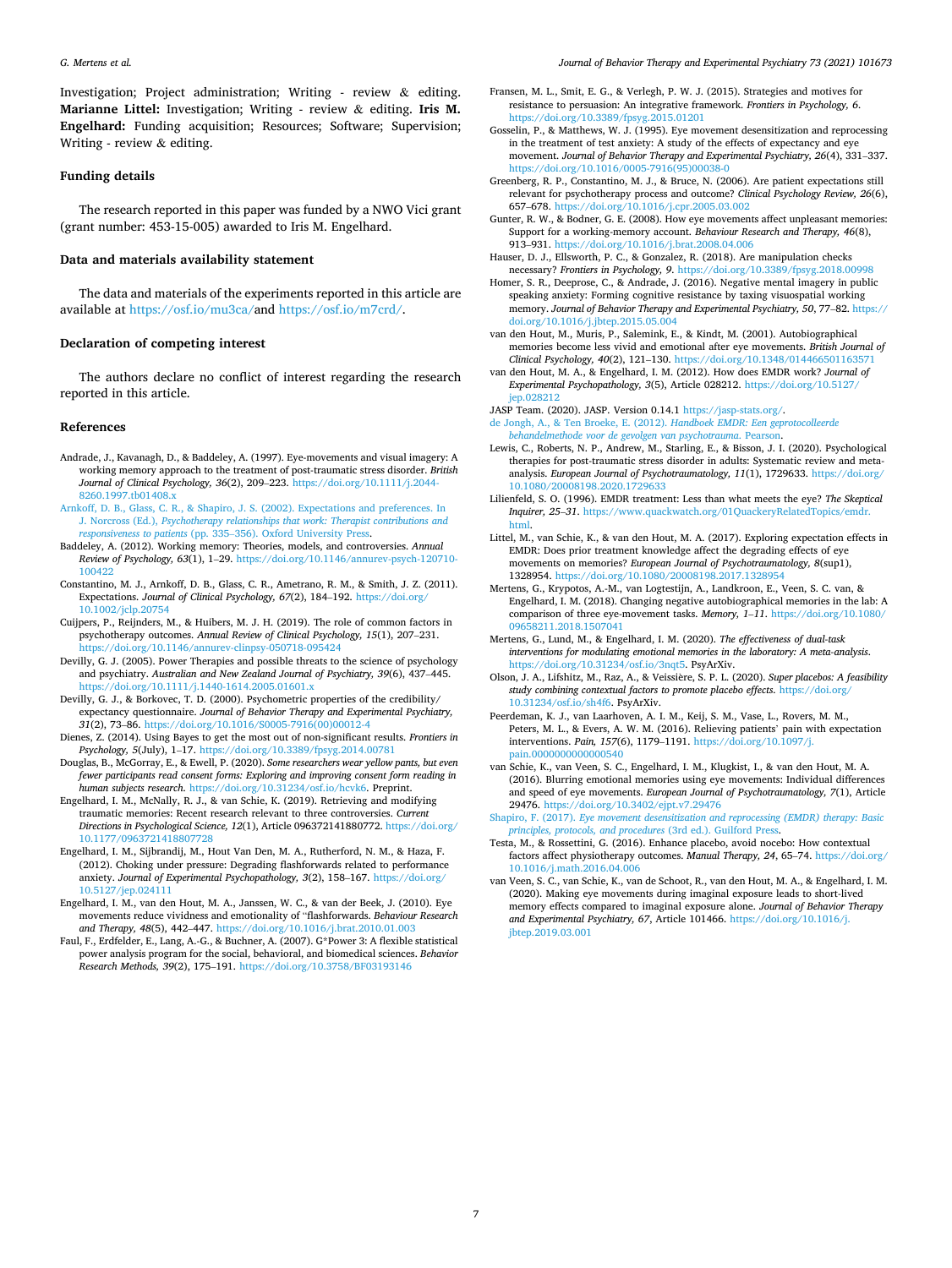Investigation; Project administration; Writing - review & editing. **Marianne Littel:** Investigation; Writing - review & editing. **Iris M. Engelhard:** Funding acquisition; Resources; Software; Supervision; Writing - review & editing.

## Funding details

The research reported in this paper was funded by a NWO Vici grant (grant number: 453-15-005) awarded to Iris M. Engelhard.

## Data and materials availability statement

The data and materials of the experiments reported in this article are available at https://osf.io/mu3ca/and https://osf.io/m7crd/.

## Declaration of competing interest

The authors declare no conflict of interest regarding the research reported in this article.

## References

Andrade, J., Kavanagh, D., & Baddeley, A. (1997). Eye-movements and visual imagery: A working memory approach to the treatment of post-traumatic stress disorder. *British Journal of Clinical Psychology, 36*(2), 209–223. https://doi.org/10.1111/j.2044-8260.1997.tb01408.x

Arnkoff, D. B., Glass, C. R., & Shapiro, J. S. (2002). Expectations and preferences. In J. Norcross (Ed.), *Psychotherapy relationships that work: Therapist contributions and responsiveness to patients* (pp. 335–356). Oxford University Press.

Baddeley, A. (2012). Working memory: Theories, models, and controversies. *Annual Review of Psychology, 63*(1), 1–29. https://doi.org/10.1146/annurev-psych-120710-100422

Constantino, M. J., Arnkoff, D. B., Glass, C. R., Ametrano, R. M., & Smith, J. Z. (2011). Expectations. *Journal of Clinical Psychology, 67*(2), 184–192. https://doi.org/10.1002/jclp.20754

Cuijpers, P., Reijnders, M., & Huibers, M. J. H. (2019). The role of common factors in psychotherapy outcomes. *Annual Review of Clinical Psychology, 15*(1), 207–231. https://doi.org/10.1146/annurev-clinpsy-050718-095424

Devilly, G. J. (2005). Power Therapies and possible threats to the science of psychology and psychiatry. *Australian and New Zealand Journal of Psychiatry, 39*(6), 437–445. https://doi.org/10.1111/j.1440-1614.2005.01601.x

Devilly, G. J., & Borkovec, T. D. (2000). Psychometric properties of the credibility/expectancy questionnaire. *Journal of Behavior Therapy and Experimental Psychiatry, 31*(2), 73–86. https://doi.org/10.1016/S0005-7916(00)00012-4

Dienes, Z. (2014). Using Bayes to get the most out of non-significant results. *Frontiers in Psychology, 5*(July), 1–17. https://doi.org/10.3389/fpsyg.2014.00781

Douglas, B., McGorray, E., & Ewell, P. (2020). *Some researchers wear yellow pants, but even fewer participants read consent forms: Exploring and improving consent form reading in human subjects research.* https://doi.org/10.31234/osf.io/hcvk6. Preprint.

Engelhard, I. M., McNally, R. J., & van Schie, K. (2019). Retrieving and modifying traumatic memories: Recent research relevant to three controversies. *Current Directions in Psychological Science, 12*(1), Article 096372141880772. https://doi.org/10.1177/0963721418807728

Engelhard, I. M., Sijbrandij, M., Hout Van Den, M. A., Rutherford, N. M., & Haza, F. (2012). Choking under pressure: Degrading flashforwards related to performance anxiety. *Journal of Experimental Psychopathology, 3*(2), 158–167. https://doi.org/10.5127/jep.024111

Engelhard, I. M., van den Hout, M. A., Janssen, W. C., & van der Beek, J. (2010). Eye movements reduce vividness and emotionality of "flashforwards. *Behaviour Research and Therapy, 48*(5), 442–447. https://doi.org/10.1016/j.brat.2010.01.003

Faul, F., Erdfelder, E., Lang, A.-G., & Buchner, A. (2007). G*Power 3: A flexible statistical power analysis program for the social, behavioral, and biomedical sciences. *Behavior Research Methods, 39*(2), 175–191. https://doi.org/10.3758/BF03193146

Fransen, M. L., Smit, E. G., & Verlegh, P. W. J. (2015). Strategies and motives for resistance to persuasion: An integrative framework. *Frontiers in Psychology, 6*. https://doi.org/10.3389/fpsyg.2015.01201

Gosselin, P., & Matthews, W. J. (1995). Eye movement desensitization and reprocessing in the treatment of test anxiety: A study of the effects of expectancy and eye movement. *Journal of Behavior Therapy and Experimental Psychiatry, 26*(4), 331–337. https://doi.org/10.1016/0005-7916(95)00038-0

Greenberg, R. P., Constantino, M. J., & Bruce, N. (2006). Are patient expectations still relevant for psychotherapy process and outcome? *Clinical Psychology Review, 26*(6), 657–678. https://doi.org/10.1016/j.cpr.2005.03.002

Gunter, R. W., & Bodner, G. E. (2008). How eye movements affect unpleasant memories: Support for a working-memory account. *Behaviour Research and Therapy, 46*(8), 913–931. https://doi.org/10.1016/j.brat.2008.04.006

Hauser, D. J., Ellsworth, P. C., & Gonzalez, R. (2018). Are manipulation checks necessary? *Frontiers in Psychology, 9*. https://doi.org/10.3389/fpsyg.2018.00998

Homer, S. R., Deeprose, C., & Andrade, J. (2016). Negative mental imagery in public speaking anxiety: Forming cognitive resistance by taxing visuospatial working memory. *Journal of Behavior Therapy and Experimental Psychiatry, 50*, 77–82. https://doi.org/10.1016/j.jbtep.2015.05.004

van den Hout, M., Muris, P., Salemink, E., & Kindt, M. (2001). Autobiographical memories become less vivid and emotional after eye movements. *British Journal of Clinical Psychology, 40*(2), 121–130. https://doi.org/10.1348/014466501163571

van den Hout, M. A., & Engelhard, I. M. (2012). How does EMDR work? *Journal of Experimental Psychopathology, 3*(5), Article 028212. https://doi.org/10.5127/jep.028212

JASP Team. (2020). JASP. Version 0.14.1 https://jasp-stats.org/.

de Jongh, A., & Ten Broeke, E. (2012). *Handboek EMDR: Een geprotocolleerde behandelmethode voor de gevolgen van psychotrauma.* Pearson.

Lewis, C., Roberts, N. P., Andrew, M., Starling, E., & Bisson, J. I. (2020). Psychological therapies for post-traumatic stress disorder in adults: Systematic review and meta-analysis. *European Journal of Psychotraumatology, 11*(1), 1729633. https://doi.org/10.1080/20008198.2020.1729633

Lilienfeld, S. O. (1996). EMDR treatment: Less than what meets the eye? *The Skeptical Inquirer, 25–31*. https://www.quackwatch.org/01QuackeryRelatedTopics/emdr.html.

Littel, M., van Schie, K., & van den Hout, M. A. (2017). Exploring expectation effects in EMDR: Does prior treatment knowledge affect the degrading effects of eye movements on memories? *European Journal of Psychotraumatology, 8*(sup1), 1328954. https://doi.org/10.1080/20008198.2017.1328954

Mertens, G., Krypotos, A.-M., van Logtestijn, A., Landkroon, E., Veen, S. C. van, & Engelhard, I. M. (2018). Changing negative autobiographical memories in the lab: A comparison of three eye-movement tasks. *Memory, 1–11*. https://doi.org/10.1080/09658211.2018.1507041

Mertens, G., Lund, M., & Engelhard, I. M. (2020). *The effectiveness of dual-task interventions for modulating emotional memories in the laboratory: A meta-analysis*. https://doi.org/10.31234/osf.io/3nqt5. PsyArXiv.

Olson, J. A., Lifshitz, M., Raz, A., & Veissière, S. P. L. (2020). *Super placebos: A feasibility study combining contextual factors to promote placebo effects.* https://doi.org/10.31234/osf.io/sh4f6. PsyArXiv.

Peerdeman, K. J., van Laarhoven, A. I. M., Keij, S. M., Vase, L., Rovers, M. M., Peters, M. L., & Evers, A. W. M. (2016). Relieving patients' pain with expectation interventions. *Pain, 157*(6), 1179–1191. https://doi.org/10.1097/j.pain.0000000000000540

van Schie, K., van Veen, S. C., Engelhard, I. M., Klugkist, I., & van den Hout, M. A. (2016). Blurring emotional memories using eye movements: Individual differences and speed of eye movements. *European Journal of Psychotraumatology, 7*(1), Article 29476. https://doi.org/10.3402/ejpt.v7.29476

Shapiro, F. (2017). *Eye movement desensitization and reprocessing (EMDR) therapy: Basic principles, protocols, and procedures* (3rd ed.). Guilford Press.

Testa, M., & Rossettini, G. (2016). Enhance placebo, avoid nocebo: How contextual factors affect physiotherapy outcomes. *Manual Therapy, 24*, 65–74. https://doi.org/10.1016/j.math.2016.04.006

van Veen, S. C., van Schie, K., van de Schoot, R., van den Hout, M. A., & Engelhard, I. M. (2020). Making eye movements during imaginal exposure leads to short-lived memory effects compared to imaginal exposure alone. *Journal of Behavior Therapy and Experimental Psychiatry, 67*, Article 101466. https://doi.org/10.1016/j.jbtep.2019.03.001